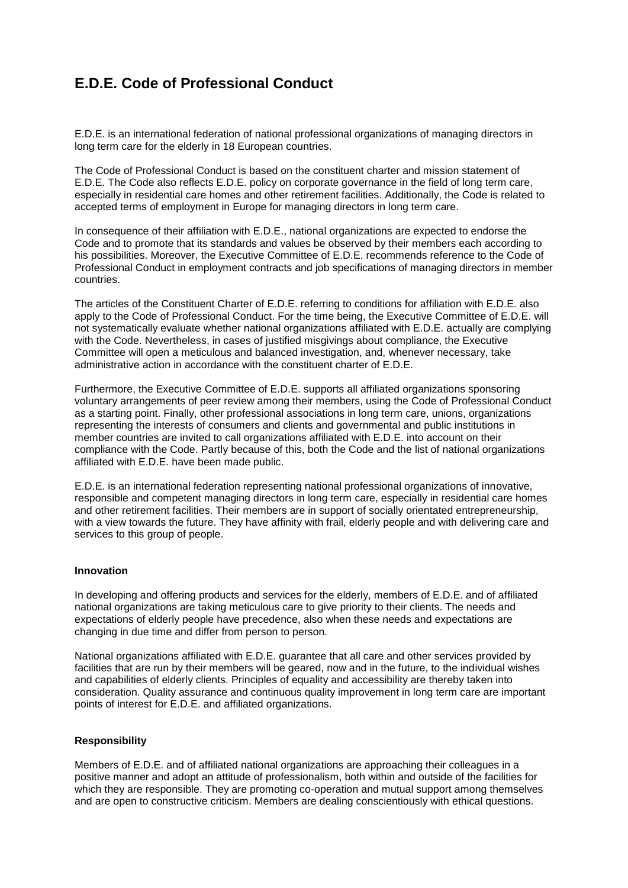# E.D.E. Code of Professional Conduct

E.D.E. is an international federation of national professional organizations of managing directors in long term care for the elderly in 18 European countries.

The Code of Professional Conduct is based on the constituent charter and mission statement of E.D.E. The Code also reflects E.D.E. policy on corporate governance in the field of long term care, especially in residential care homes and other retirement facilities. Additionally, the Code is related to accepted terms of employment in Europe for managing directors in long term care.

In consequence of their affiliation with E.D.E., national organizations are expected to endorse the Code and to promote that its standards and values be observed by their members each according to his possibilities. Moreover, the Executive Committee of E.D.E. recommends reference to the Code of Professional Conduct in employment contracts and job specifications of managing directors in member countries.

The articles of the Constituent Charter of E.D.E. referring to conditions for affiliation with E.D.E. also apply to the Code of Professional Conduct. For the time being, the Executive Committee of E.D.E. will not systematically evaluate whether national organizations affiliated with E.D.E. actually are complying with the Code. Nevertheless, in cases of justified misgivings about compliance, the Executive Committee will open a meticulous and balanced investigation, and, whenever necessary, take administrative action in accordance with the constituent charter of E.D.E.

Furthermore, the Executive Committee of E.D.E. supports all affiliated organizations sponsoring voluntary arrangements of peer review among their members, using the Code of Professional Conduct as a starting point. Finally, other professional associations in long term care, unions, organizations representing the interests of consumers and clients and governmental and public institutions in member countries are invited to call organizations affiliated with E.D.E. into account on their compliance with the Code. Partly because of this, both the Code and the list of national organizations affiliated with E.D.E. have been made public.

E.D.E. is an international federation representing national professional organizations of innovative, responsible and competent managing directors in long term care, especially in residential care homes and other retirement facilities. Their members are in support of socially orientated entrepreneurship, with a view towards the future. They have affinity with frail, elderly people and with delivering care and services to this group of people.

**Innovation**

In developing and offering products and services for the elderly, members of E.D.E. and of affiliated national organizations are taking meticulous care to give priority to their clients. The needs and expectations of elderly people have precedence, also when these needs and expectations are changing in due time and differ from person to person.

National organizations affiliated with E.D.E. guarantee that all care and other services provided by facilities that are run by their members will be geared, now and in the future, to the individual wishes and capabilities of elderly clients. Principles of equality and accessibility are thereby taken into consideration. Quality assurance and continuous quality improvement in long term care are important points of interest for E.D.E. and affiliated organizations.

**Responsibility**

Members of E.D.E. and of affiliated national organizations are approaching their colleagues in a positive manner and adopt an attitude of professionalism, both within and outside of the facilities for which they are responsible. They are promoting co-operation and mutual support among themselves and are open to constructive criticism. Members are dealing conscientiously with ethical questions.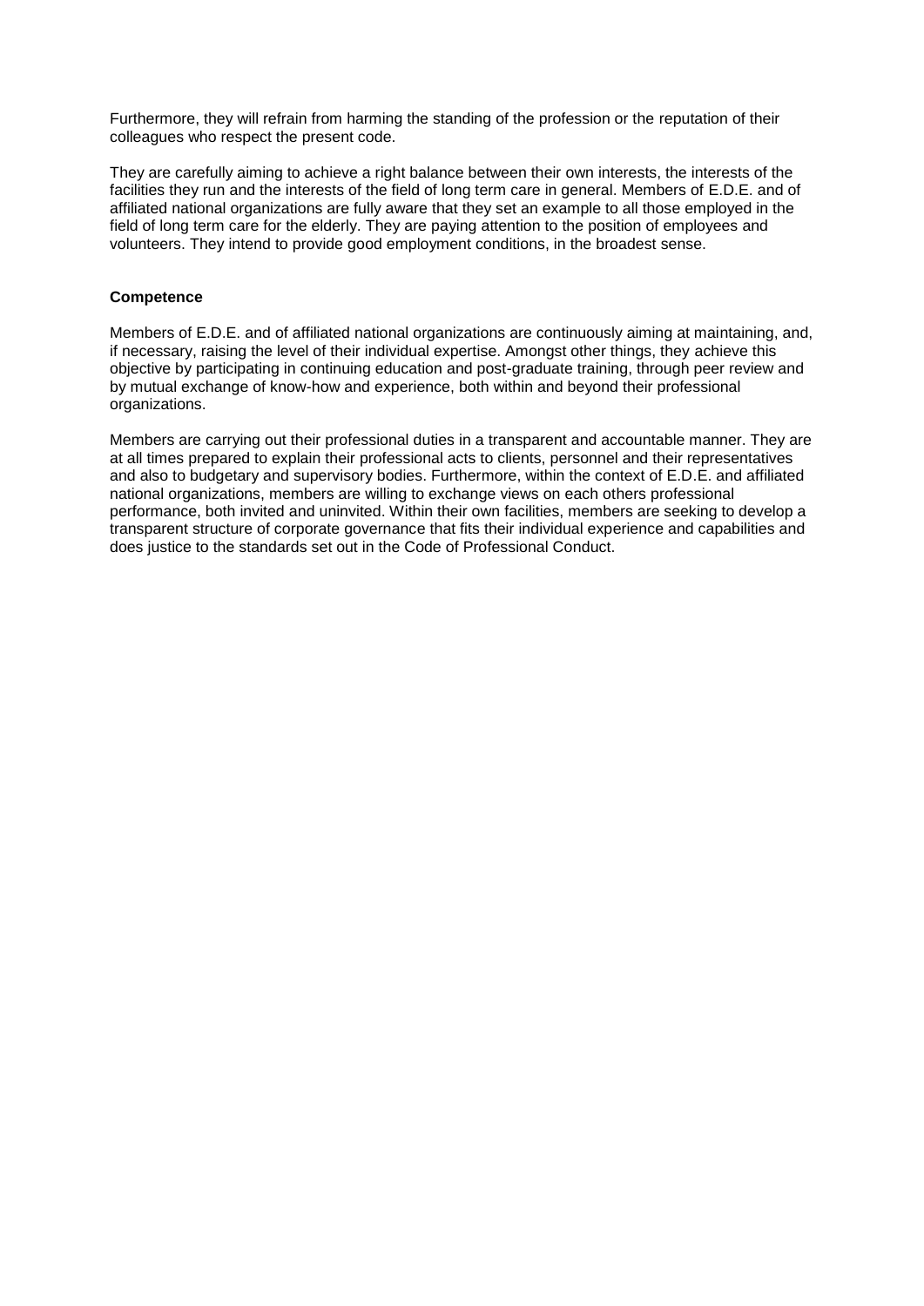Furthermore, they will refrain from harming the standing of the profession or the reputation of their colleagues who respect the present code.

They are carefully aiming to achieve a right balance between their own interests, the interests of the facilities they run and the interests of the field of long term care in general. Members of E.D.E. and of affiliated national organizations are fully aware that they set an example to all those employed in the field of long term care for the elderly. They are paying attention to the position of employees and volunteers. They intend to provide good employment conditions, in the broadest sense.

**Competence**

Members of E.D.E. and of affiliated national organizations are continuously aiming at maintaining, and, if necessary, raising the level of their individual expertise. Amongst other things, they achieve this objective by participating in continuing education and post-graduate training, through peer review and by mutual exchange of know-how and experience, both within and beyond their professional organizations.

Members are carrying out their professional duties in a transparent and accountable manner. They are at all times prepared to explain their professional acts to clients, personnel and their representatives and also to budgetary and supervisory bodies. Furthermore, within the context of E.D.E. and affiliated national organizations, members are willing to exchange views on each others professional performance, both invited and uninvited. Within their own facilities, members are seeking to develop a transparent structure of corporate governance that fits their individual experience and capabilities and does justice to the standards set out in the Code of Professional Conduct.